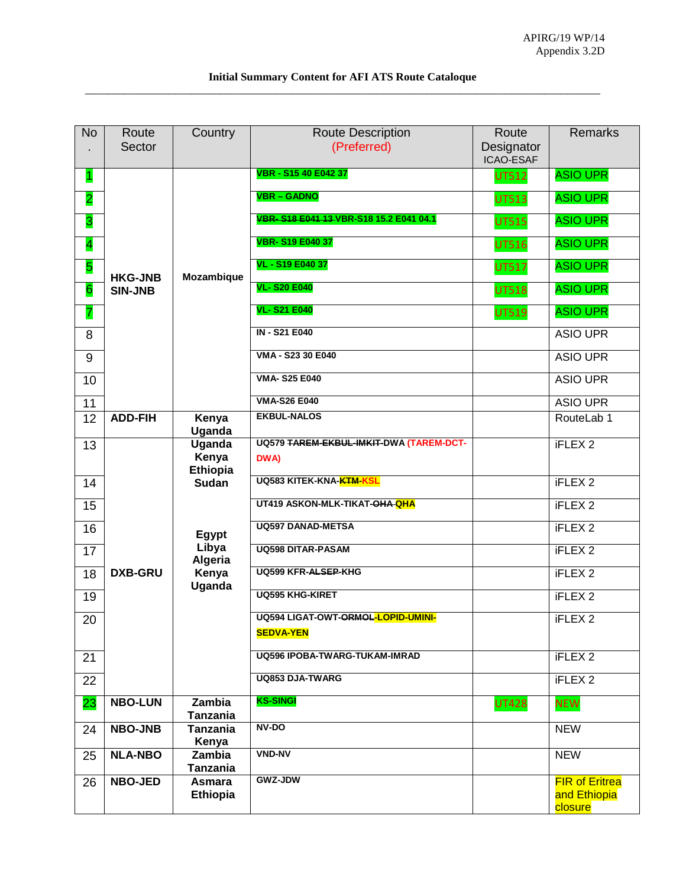APIRG/19 WP/14
Appendix 3.2D

**Initial Summary Content for AFI ATS Route Catalogue**

| No. | Route Sector | Country | Route Description (Preferred) | Route Designator ICAO-ESAF | Remarks |
|---|---|---|---|---|---|
| 1 | HKG-JNB SIN-JNB | Mozambique | VBR - S15 40 E042 37 | UT512 | ASIO UPR |
| 2 | | | VBR – GADNO | UT513 | ASIO UPR |
| 3 | | | ~~VBR- S18 E041 13~~ VBR-S18 15.2 E041 04.1 | UT515 | ASIO UPR |
| 4 | | | VBR- S19 E040 37 | UT516 | ASIO UPR |
| 5 | | | VL - S19 E040 37 | UT517 | ASIO UPR |
| 6 | | | VL- S20 E040 | UT518 | ASIO UPR |
| 7 | | | VL- S21 E040 | UT519 | ASIO UPR |
| 8 | | | IN - S21 E040 | | ASIO UPR |
| 9 | | | VMA - S23 30 E040 | | ASIO UPR |
| 10 | | | VMA- S25 E040 | | ASIO UPR |
| 11 | | | VMA-S26 E040 | | ASIO UPR |
| 12 | ADD-FIH | Kenya Uganda | EKBUL-NALOS | | RouteLab 1 |
| 13 | DXB-GRU | Uganda Kenya Ethiopia Sudan | UQ579 ~~TAREM-EKBUL-IMKIT-~~DWA (TAREM-DCT-DWA) | | iFLEX 2 |
| 14 | | | UQ583 KITEK-KNA-~~KTM~~-KSL | | iFLEX 2 |
| 15 | | | UT419 ASKON-MLK-TIKAT-~~OHA~~-QHA | | iFLEX 2 |
| 16 | | Egypt Libya Algeria Kenya Uganda | UQ597 DANAD-METSA | | iFLEX 2 |
| 17 | | | UQ598 DITAR-PASAM | | iFLEX 2 |
| 18 | | | UQ599 KFR-~~ALSEP~~-KHG | | iFLEX 2 |
| 19 | | | UQ595 KHG-KIRET | | iFLEX 2 |
| 20 | | | UQ594 LIGAT-OWT-~~ORMOL~~-LOPID-UMINI-SEDVA-YEN | | iFLEX 2 |
| 21 | | | UQ596 IPOBA-TWARG-TUKAM-IMRAD | | iFLEX 2 |
| 22 | | | UQ853 DJA-TWARG | | iFLEX 2 |
| 23 | NBO-LUN | Zambia Tanzania | KS-SINGI | UT428 | NEW |
| 24 | NBO-JNB | Tanzania Kenya | NV-DO | | NEW |
| 25 | NLA-NBO | Zambia Tanzania | VND-NV | | NEW |
| 26 | NBO-JED | Asmara Ethiopia | GWZ-JDW | | FIR of Eritrea and Ethiopia closure |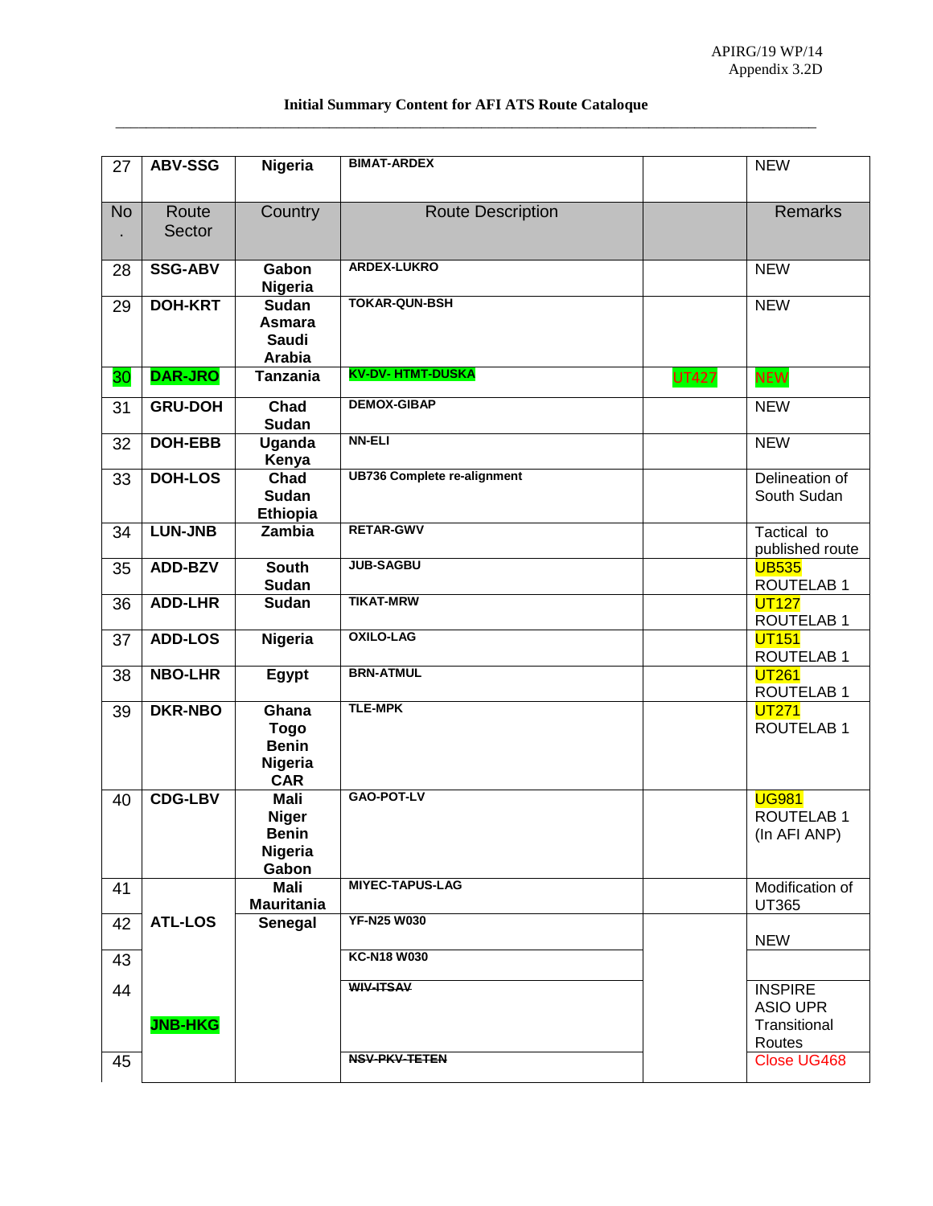**Initial Summary Content for AFI ATS Route Catalogue**

| No. | Route Sector | Country | Route Description | | Remarks |
|---|---|---|---|---|---|
| 27 | **ABV-SSG** | **Nigeria** | **BIMAT-ARDEX** | | NEW |
| 28 | **SSG-ABV** | **Gabon Nigeria** | **ARDEX-LUKRO** | | NEW |
| 29 | **DOH-KRT** | **Sudan Asmara Saudi Arabia** | **TOKAR-QUN-BSH** | | NEW |
| 30 | **DAR-JRO** | **Tanzania** | **KV-DV- HTMT-DUSKA** | UT427 | NEW |
| 31 | **GRU-DOH** | **Chad Sudan** | **DEMOX-GIBAP** | | NEW |
| 32 | **DOH-EBB** | **Uganda Kenya** | **NN-ELI** | | NEW |
| 33 | **DOH-LOS** | **Chad Sudan Ethiopia** | **UB736 Complete re-alignment** | | Delineation of South Sudan |
| 34 | **LUN-JNB** | **Zambia** | **RETAR-GWV** | | Tactical to published route |
| 35 | **ADD-BZV** | **South Sudan** | **JUB-SAGBU** | | UB535 ROUTELAB 1 |
| 36 | **ADD-LHR** | **Sudan** | **TIKAT-MRW** | | UT127 ROUTELAB 1 |
| 37 | **ADD-LOS** | **Nigeria** | **OXILO-LAG** | | UT151 ROUTELAB 1 |
| 38 | **NBO-LHR** | **Egypt** | **BRN-ATMUL** | | UT261 ROUTELAB 1 |
| 39 | **DKR-NBO** | **Ghana Togo Benin Nigeria CAR** | **TLE-MPK** | | UT271 ROUTELAB 1 |
| 40 | **CDG-LBV** | **Mali Niger Benin Nigeria Gabon** | **GAO-POT-LV** | | UG981 ROUTELAB 1 (In AFI ANP) |
| 41 | | **Mali Mauritania** | **MIYEC-TAPUS-LAG** | | Modification of UT365 |
| 42 | **ATL-LOS** | **Senegal** | **YF-N25 W030** | | NEW |
| 43 | | | **KC-N18 W030** | | |
| 44 | **JNB-HKG** | | ~~**WIV-ITSAV**~~ | | INSPIRE ASIO UPR Transitional Routes |
| 45 | | | ~~**NSV-PKV-TETEN**~~ | | Close UG468 |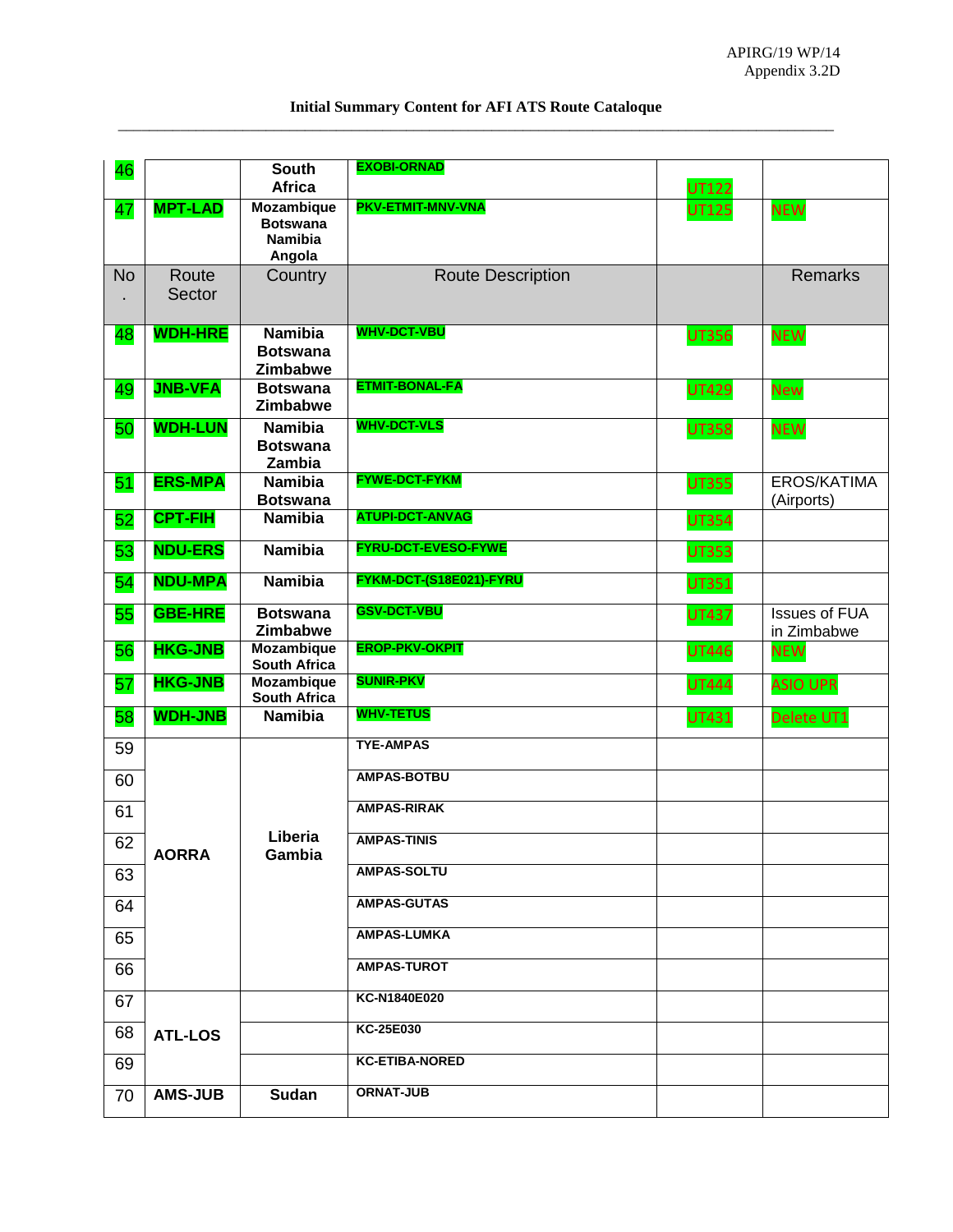Initial Summary Content for AFI ATS Route Cataloque

| 46 | | South Africa | EXOBI-ORNAD | UT122 | |
|---|---|---|---|---|---|
| 47 | MPT-LAD | Mozambique Botswana Namibia Angola | PKV-ETMIT-MNV-VNA | UT125 | NEW |
| No. | Route Sector | Country | Route Description | | Remarks |
| 48 | WDH-HRE | Namibia Botswana Zimbabwe | WHV-DCT-VBU | UT356 | NEW |
| 49 | JNB-VFA | Botswana Zimbabwe | ETMIT-BONAL-FA | UT429 | New |
| 50 | WDH-LUN | Namibia Botswana Zambia | WHV-DCT-VLS | UT358 | NEW |
| 51 | ERS-MPA | Namibia Botswana | FYWE-DCT-FYKM | UT355 | EROS/KATIMA (Airports) |
| 52 | CPT-FIH | Namibia | ATUPI-DCT-ANVAG | UT354 | |
| 53 | NDU-ERS | Namibia | FYRU-DCT-EVESO-FYWE | UT353 | |
| 54 | NDU-MPA | Namibia | FYKM-DCT-(S18E021)-FYRU | UT351 | |
| 55 | GBE-HRE | Botswana Zimbabwe | GSV-DCT-VBU | UT437 | Issues of FUA in Zimbabwe |
| 56 | HKG-JNB | Mozambique South Africa | EROP-PKV-OKPIT | UT446 | NEW |
| 57 | HKG-JNB | Mozambique South Africa | SUNIR-PKV | UT444 | ASIO UPR |
| 58 | WDH-JNB | Namibia | WHV-TETUS | UT431 | Delete UT1 |
| 59 | AORRA | Liberia Gambia | TYE-AMPAS | | |
| 60 | | | AMPAS-BOTBU | | |
| 61 | | | AMPAS-RIRAK | | |
| 62 | | | AMPAS-TINIS | | |
| 63 | | | AMPAS-SOLTU | | |
| 64 | | | AMPAS-GUTAS | | |
| 65 | | | AMPAS-LUMKA | | |
| 66 | | | AMPAS-TUROT | | |
| 67 | ATL-LOS | | KC-N1840E020 | | |
| 68 | | | KC-25E030 | | |
| 69 | | | KC-ETIBA-NORED | | |
| 70 | AMS-JUB | Sudan | ORNAT-JUB | | |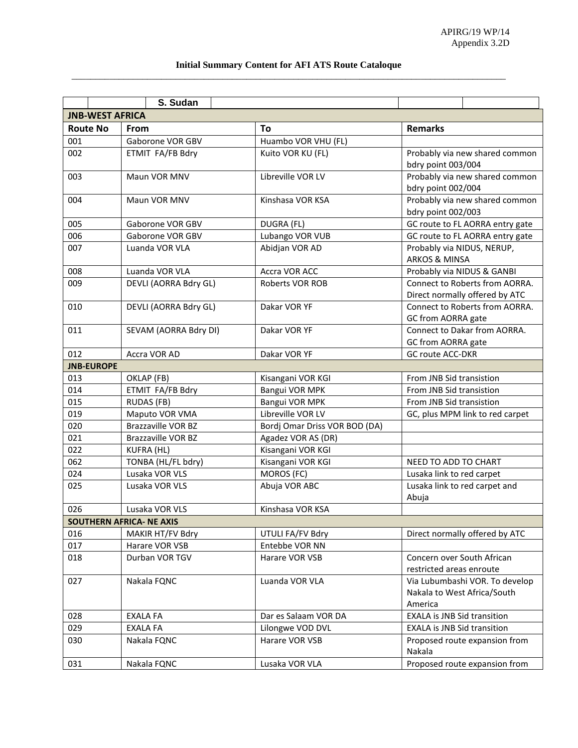APIRG/19 WP/14
Appendix 3.2D

**Initial Summary Content for AFI ATS Route Cataloque**

| | | S. Sudan | | | |
|---|---|---|---|---|---|

| **JNB-WEST AFRICA** | | | |
|---|---|---|---|
| **Route No** | **From** | **To** | **Remarks** |
| 001 | Gaborone VOR GBV | Huambo VOR VHU (FL) | |
| 002 | ETMIT FA/FB Bdry | Kuito VOR KU (FL) | Probably via new shared common bdry point 003/004 |
| 003 | Maun VOR MNV | Libreville VOR LV | Probably via new shared common bdry point 002/004 |
| 004 | Maun VOR MNV | Kinshasa VOR KSA | Probably via new shared common bdry point 002/003 |
| 005 | Gaborone VOR GBV | DUGRA (FL) | GC route to FL AORRA entry gate |
| 006 | Gaborone VOR GBV | Lubango VOR VUB | GC route to FL AORRA entry gate |
| 007 | Luanda VOR VLA | Abidjan VOR AD | Probably via NIDUS, NERUP, ARKOS & MINSA |
| 008 | Luanda VOR VLA | Accra VOR ACC | Probably via NIDUS & GANBI |
| 009 | DEVLI (AORRA Bdry GL) | Roberts VOR ROB | Connect to Roberts from AORRA. Direct normally offered by ATC |
| 010 | DEVLI (AORRA Bdry GL) | Dakar VOR YF | Connect to Roberts from AORRA. GC from AORRA gate |
| 011 | SEVAM (AORRA Bdry DI) | Dakar VOR YF | Connect to Dakar from AORRA. GC from AORRA gate |
| 012 | Accra VOR AD | Dakar VOR YF | GC route ACC-DKR |
| **JNB-EUROPE** | | | |
| 013 | OKLAP (FB) | Kisangani VOR KGI | From JNB Sid transistion |
| 014 | ETMIT FA/FB Bdry | Bangui VOR MPK | From JNB Sid transistion |
| 015 | RUDAS (FB) | Bangui VOR MPK | From JNB Sid transistion |
| 019 | Maputo VOR VMA | Libreville VOR LV | GC, plus MPM link to red carpet |
| 020 | Brazzaville VOR BZ | Bordj Omar Driss VOR BOD (DA) | |
| 021 | Brazzaville VOR BZ | Agadez VOR AS (DR) | |
| 022 | KUFRA (HL) | Kisangani VOR KGI | |
| 062 | TONBA (HL/FL bdry) | Kisangani VOR KGI | NEED TO ADD TO CHART |
| 024 | Lusaka VOR VLS | MOROS (FC) | Lusaka link to red carpet |
| 025 | Lusaka VOR VLS | Abuja VOR ABC | Lusaka link to red carpet and Abuja |
| 026 | Lusaka VOR VLS | Kinshasa VOR KSA | |
| **SOUTHERN AFRICA- NE AXIS** | | | |
| 016 | MAKIR HT/FV Bdry | UTULI FA/FV Bdry | Direct normally offered by ATC |
| 017 | Harare VOR VSB | Entebbe VOR NN | |
| 018 | Durban VOR TGV | Harare VOR VSB | Concern over South African restricted areas enroute |
| 027 | Nakala FQNC | Luanda VOR VLA | Via Lubumbashi VOR. To develop Nakala to West Africa/South America |
| 028 | EXALA FA | Dar es Salaam VOR DA | EXALA is JNB Sid transition |
| 029 | EXALA FA | Lilongwe VOD DVL | EXALA is JNB Sid transition |
| 030 | Nakala FQNC | Harare VOR VSB | Proposed route expansion from Nakala |
| 031 | Nakala FQNC | Lusaka VOR VLA | Proposed route expansion from |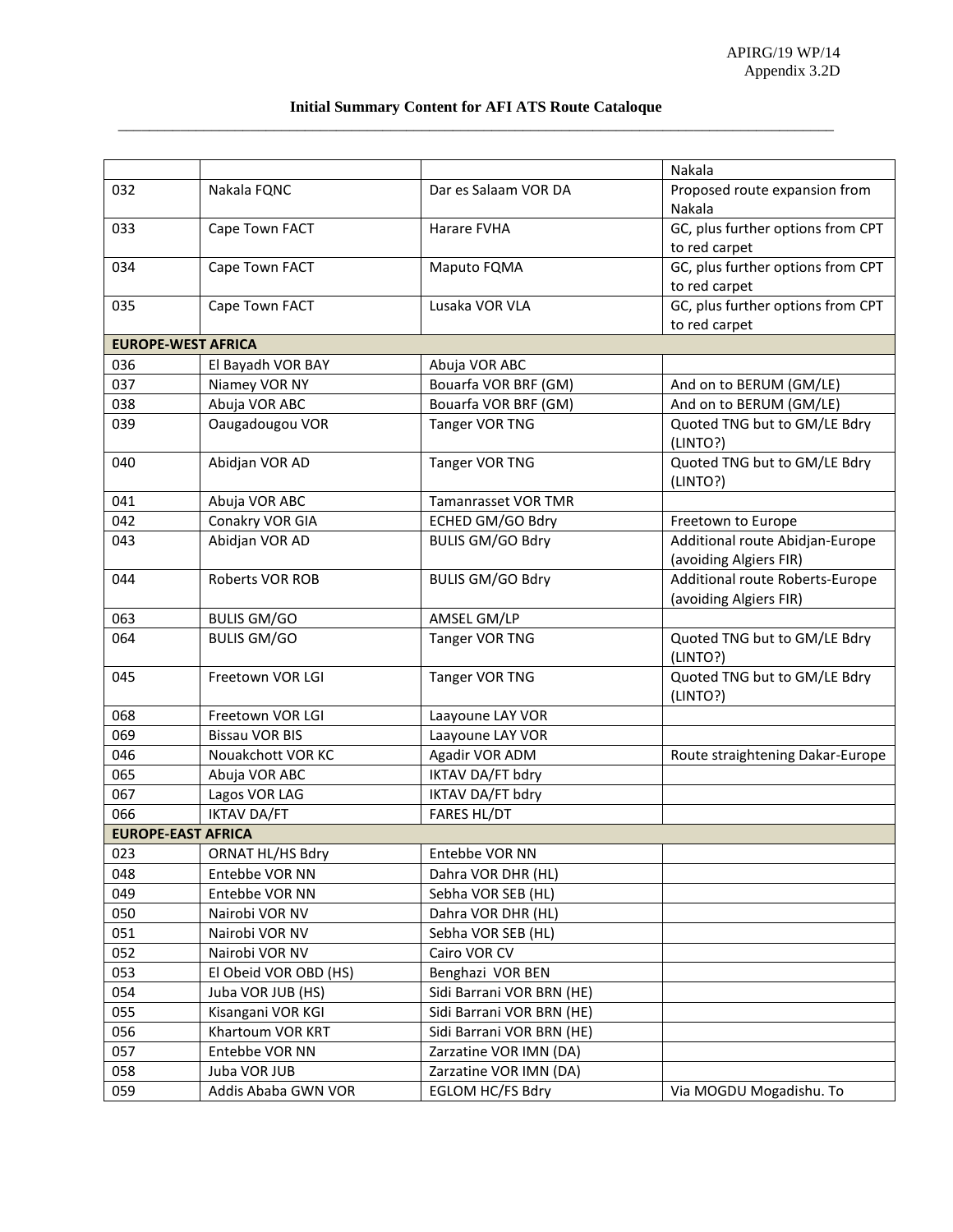**Initial Summary Content for AFI ATS Route Cataloque**

| | | | |
|---|---|---|---|
| | | | Nakala |
| 032 | Nakala FQNC | Dar es Salaam VOR DA | Proposed route expansion from Nakala |
| 033 | Cape Town FACT | Harare FVHA | GC, plus further options from CPT to red carpet |
| 034 | Cape Town FACT | Maputo FQMA | GC, plus further options from CPT to red carpet |
| 035 | Cape Town FACT | Lusaka VOR VLA | GC, plus further options from CPT to red carpet |
| **EUROPE-WEST AFRICA** | | | |
| 036 | El Bayadh VOR BAY | Abuja VOR ABC | |
| 037 | Niamey VOR NY | Bouarfa VOR BRF (GM) | And on to BERUM (GM/LE) |
| 038 | Abuja VOR ABC | Bouarfa VOR BRF (GM) | And on to BERUM (GM/LE) |
| 039 | Oaugadougou VOR | Tanger VOR TNG | Quoted TNG but to GM/LE Bdry (LINTO?) |
| 040 | Abidjan VOR AD | Tanger VOR TNG | Quoted TNG but to GM/LE Bdry (LINTO?) |
| 041 | Abuja VOR ABC | Tamanrasset VOR TMR | |
| 042 | Conakry VOR GIA | ECHED GM/GO Bdry | Freetown to Europe |
| 043 | Abidjan VOR AD | BULIS GM/GO Bdry | Additional route Abidjan-Europe (avoiding Algiers FIR) |
| 044 | Roberts VOR ROB | BULIS GM/GO Bdry | Additional route Roberts-Europe (avoiding Algiers FIR) |
| 063 | BULIS GM/GO | AMSEL GM/LP | |
| 064 | BULIS GM/GO | Tanger VOR TNG | Quoted TNG but to GM/LE Bdry (LINTO?) |
| 045 | Freetown VOR LGI | Tanger VOR TNG | Quoted TNG but to GM/LE Bdry (LINTO?) |
| 068 | Freetown VOR LGI | Laayoune LAY VOR | |
| 069 | Bissau VOR BIS | Laayoune LAY VOR | |
| 046 | Nouakchott VOR KC | Agadir VOR ADM | Route straightening Dakar-Europe |
| 065 | Abuja VOR ABC | IKTAV DA/FT bdry | |
| 067 | Lagos VOR LAG | IKTAV DA/FT bdry | |
| 066 | IKTAV DA/FT | FARES HL/DT | |
| **EUROPE-EAST AFRICA** | | | |
| 023 | ORNAT HL/HS Bdry | Entebbe VOR NN | |
| 048 | Entebbe VOR NN | Dahra VOR DHR (HL) | |
| 049 | Entebbe VOR NN | Sebha VOR SEB (HL) | |
| 050 | Nairobi VOR NV | Dahra VOR DHR (HL) | |
| 051 | Nairobi VOR NV | Sebha VOR SEB (HL) | |
| 052 | Nairobi VOR NV | Cairo VOR CV | |
| 053 | El Obeid VOR OBD (HS) | Benghazi VOR BEN | |
| 054 | Juba VOR JUB (HS) | Sidi Barrani VOR BRN (HE) | |
| 055 | Kisangani VOR KGI | Sidi Barrani VOR BRN (HE) | |
| 056 | Khartoum VOR KRT | Sidi Barrani VOR BRN (HE) | |
| 057 | Entebbe VOR NN | Zarzatine VOR IMN (DA) | |
| 058 | Juba VOR JUB | Zarzatine VOR IMN (DA) | |
| 059 | Addis Ababa GWN VOR | EGLOM HC/FS Bdry | Via MOGDU Mogadishu. To |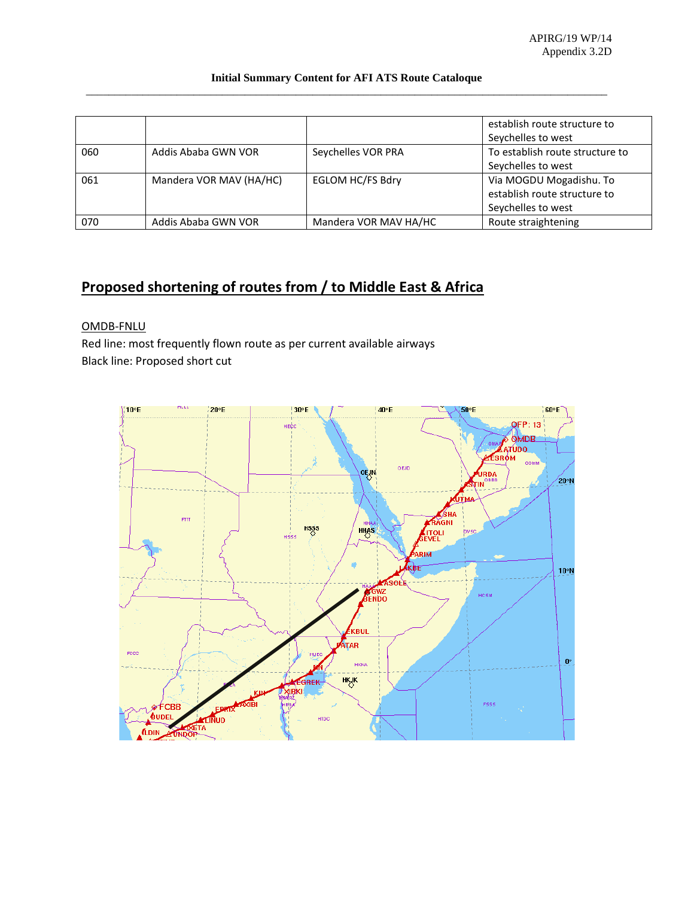| | | | establish route structure to Seychelles to west |
|---|---|---|---|
| 060 | Addis Ababa GWN VOR | Seychelles VOR PRA | To establish route structure to Seychelles to west |
| 061 | Mandera VOR MAV (HA/HC) | EGLOM HC/FS Bdry | Via MOGDU Mogadishu. To establish route structure to Seychelles to west |
| 070 | Addis Ababa GWN VOR | Mandera VOR MAV HA/HC | Route straightening |

## Proposed shortening of routes from / to Middle East & Africa

OMDB-FNLU

Red line: most frequently flown route as per current available airways

Black line: Proposed short cut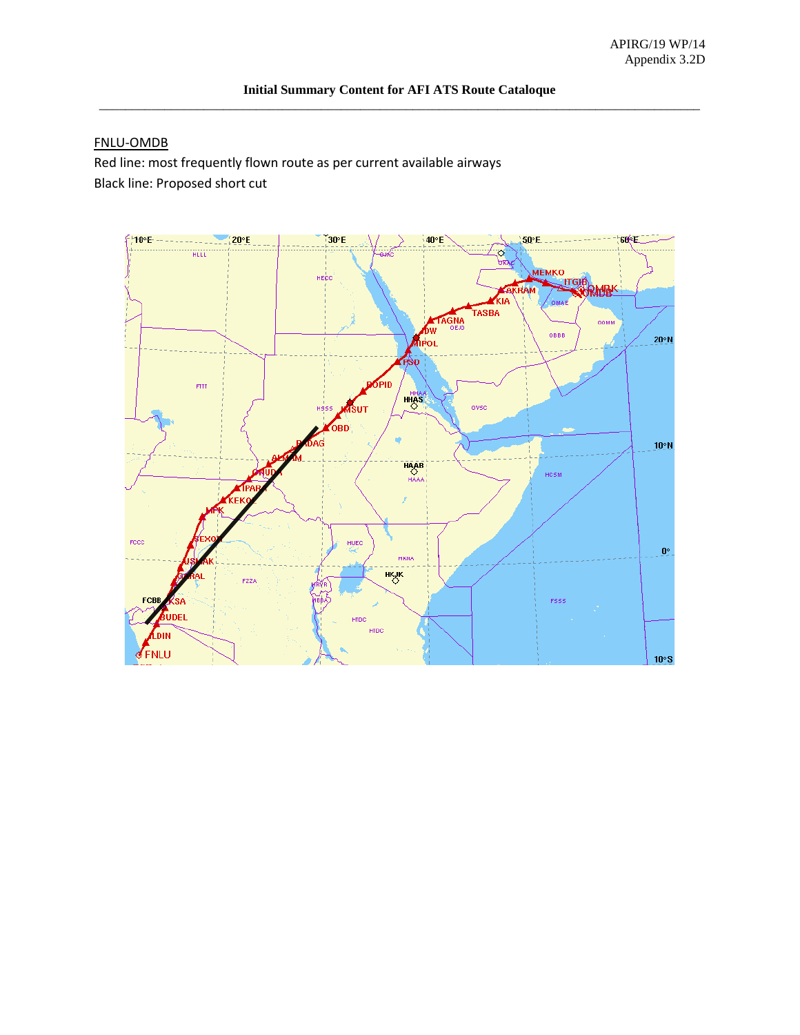### Initial Summary Content for AFI ATS Route Catalogue

FNLU-OMDB

Red line: most frequently flown route as per current available airways

Black line: Proposed short cut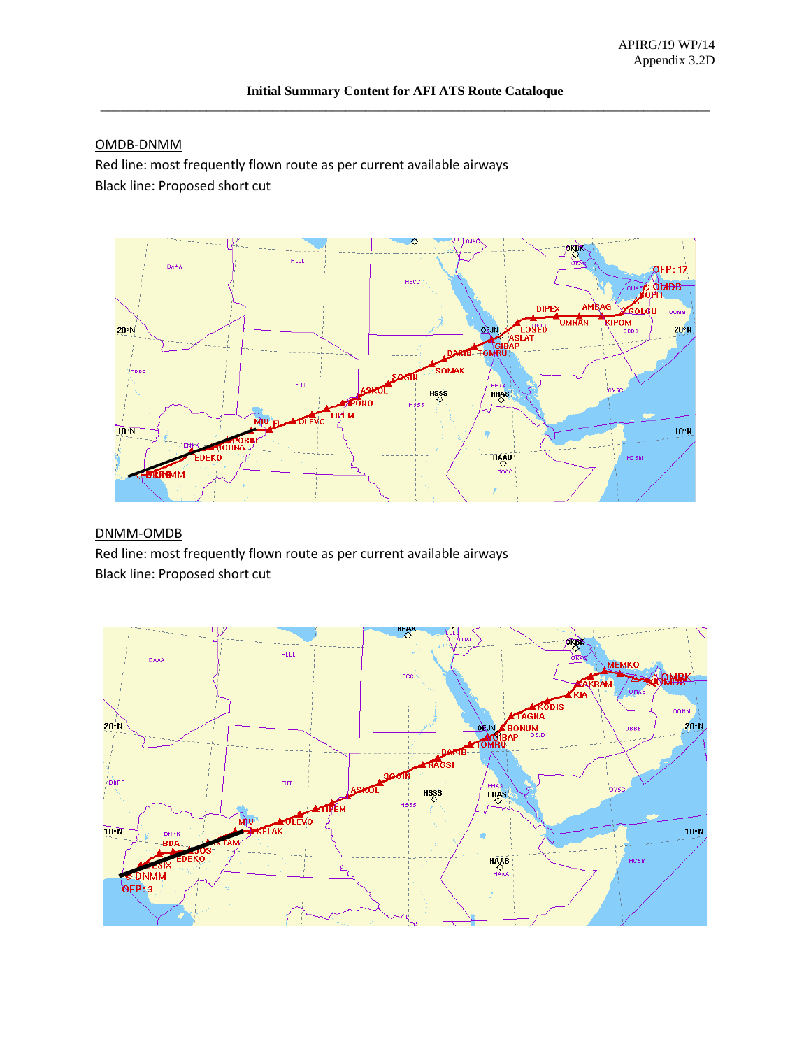### Initial Summary Content for AFI ATS Route Catalogue

OMDB-DNMM

Red line: most frequently flown route as per current available airways

Black line: Proposed short cut

DNMM-OMDB

Red line: most frequently flown route as per current available airways

Black line: Proposed short cut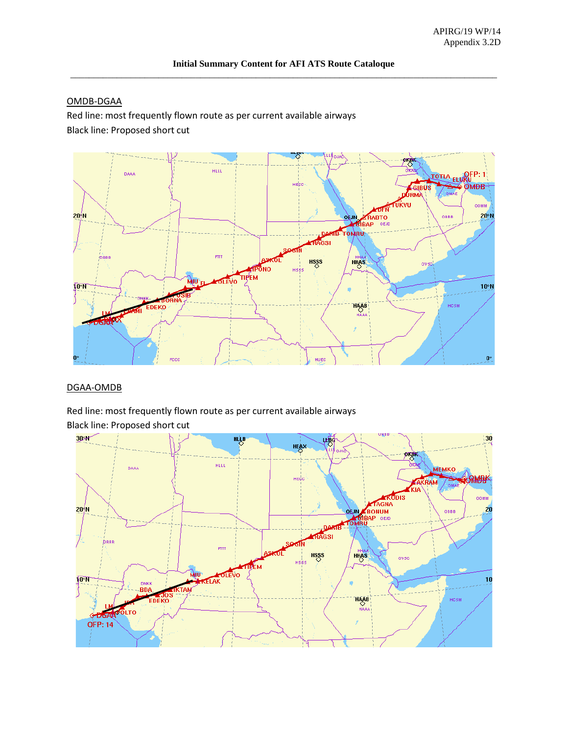Initial Summary Content for AFI ATS Route Cataloque

OMDB-DGAA

Red line: most frequently flown route as per current available airways

Black line: Proposed short cut

DGAA-OMDB

Red line: most frequently flown route as per current available airways

Black line: Proposed short cut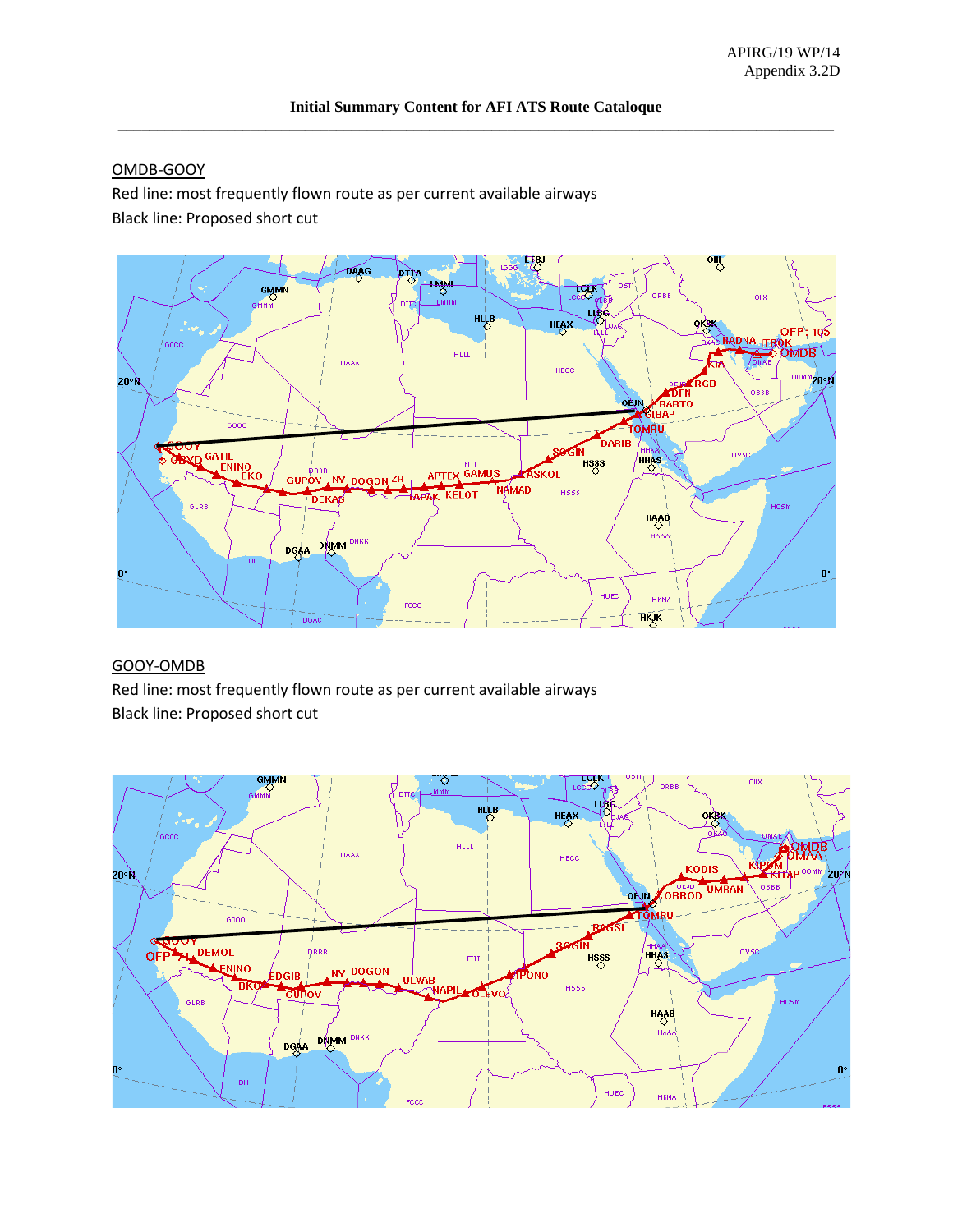APIRG/19 WP/14
Appendix 3.2D

**Initial Summary Content for AFI ATS Route Catalogue**

OMDB-GOOY

Red line: most frequently flown route as per current available airways

Black line: Proposed short cut

GOOY-OMDB

Red line: most frequently flown route as per current available airways

Black line: Proposed short cut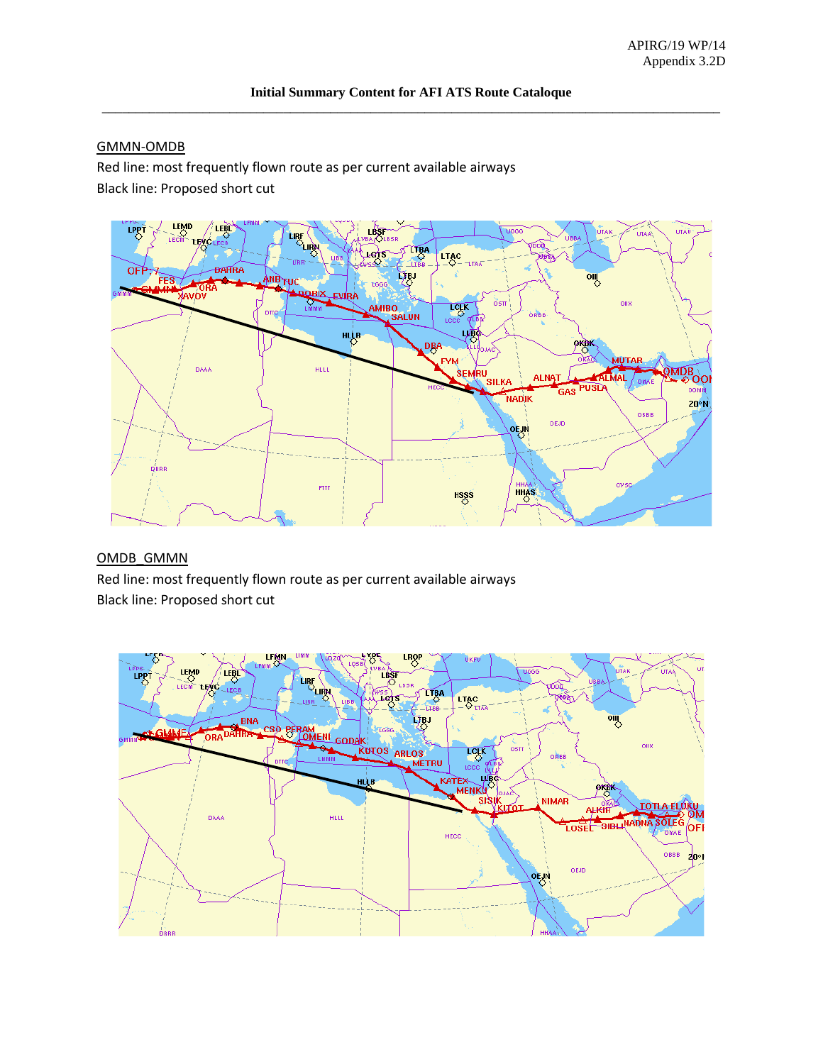APIRG/19 WP/14
Appendix 3.2D

**Initial Summary Content for AFI ATS Route Catalogue**

GMMN-OMDB

Red line: most frequently flown route as per current available airways

Black line: Proposed short cut

OMDB_GMMN

Red line: most frequently flown route as per current available airways

Black line: Proposed short cut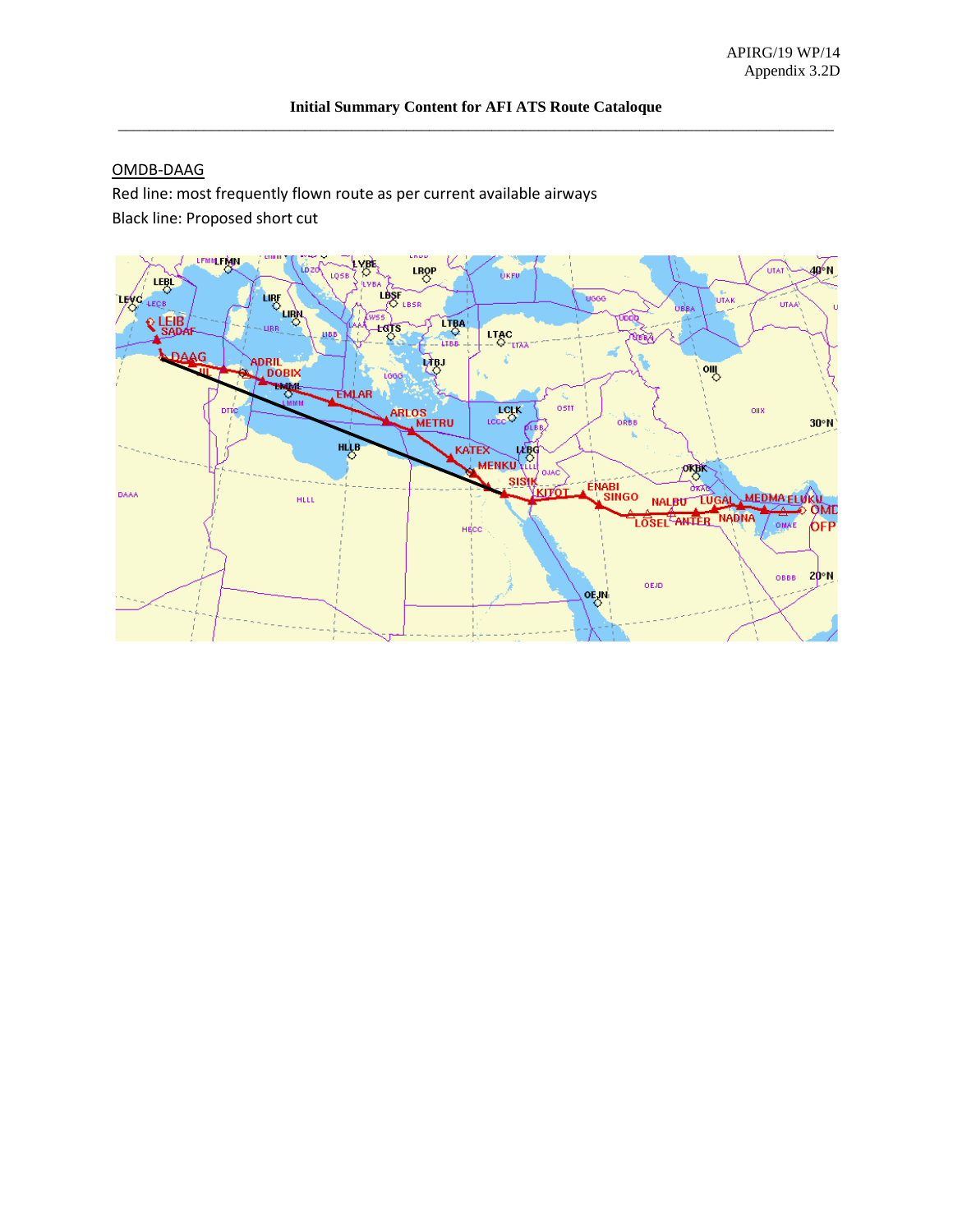APIRG/19 WP/14
Appendix 3.2D

**Initial Summary Content for AFI ATS Route Catalogue**

OMDB-DAAG

Red line: most frequently flown route as per current available airways

Black line: Proposed short cut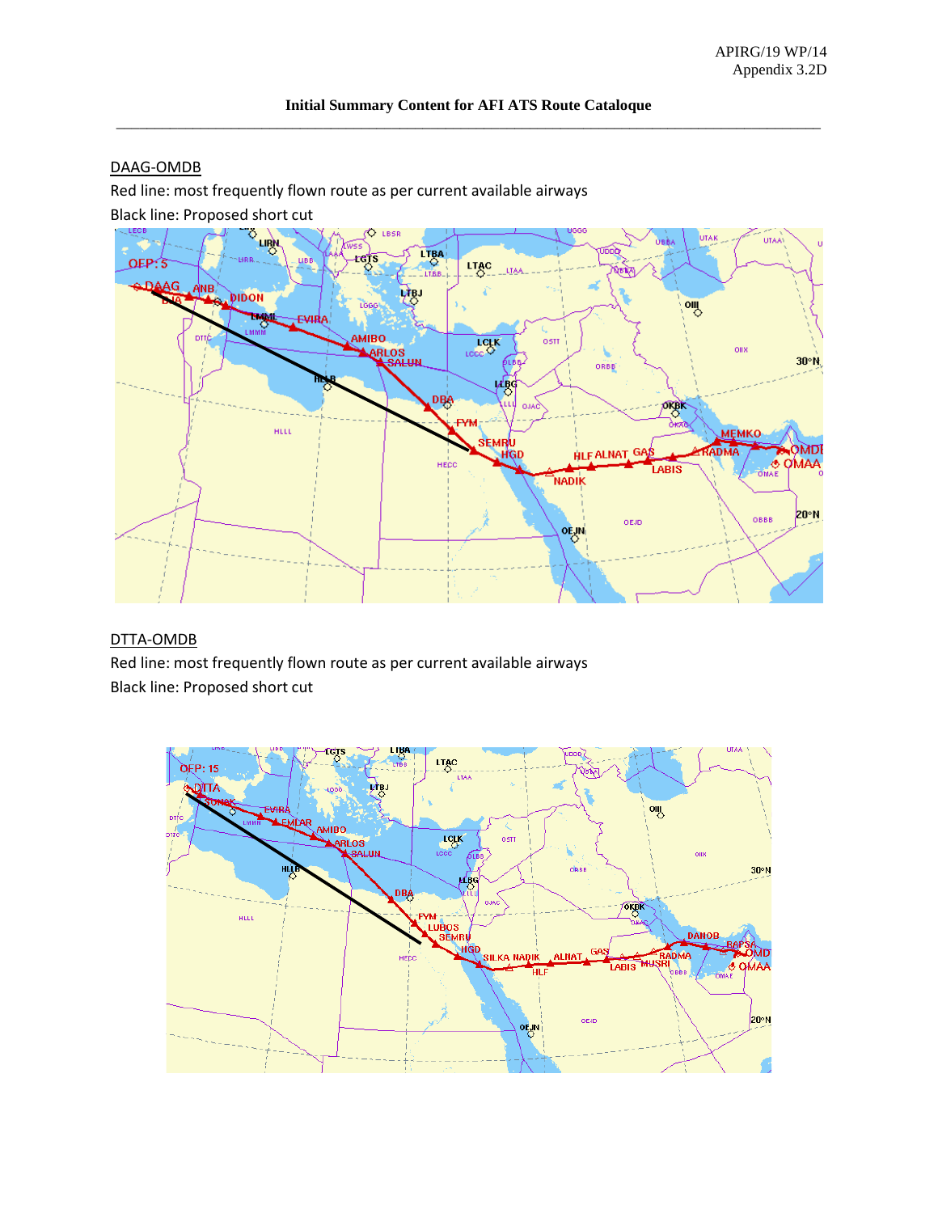## Initial Summary Content for AFI ATS Route Cataloque

DAAG-OMDB

Red line: most frequently flown route as per current available airways

Black line: Proposed short cut

DTTA-OMDB

Red line: most frequently flown route as per current available airways

Black line: Proposed short cut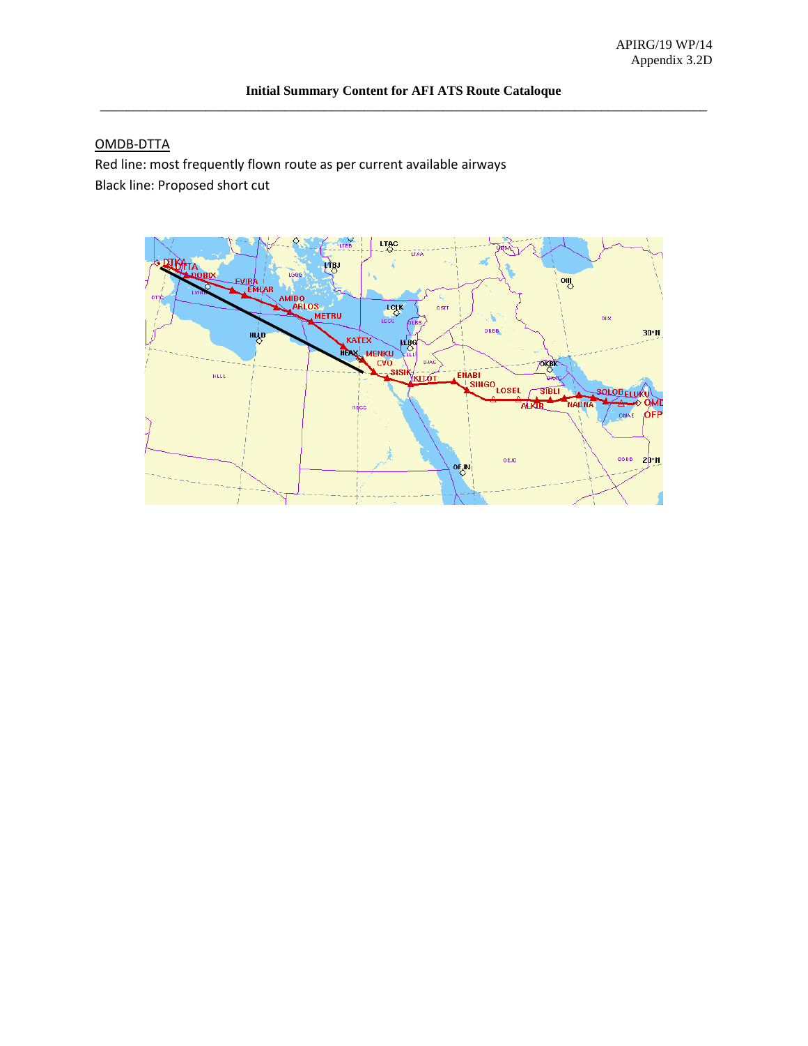## Initial Summary Content for AFI ATS Route Catalogue

OMDB-DTTA

Red line: most frequently flown route as per current available airways

Black line: Proposed short cut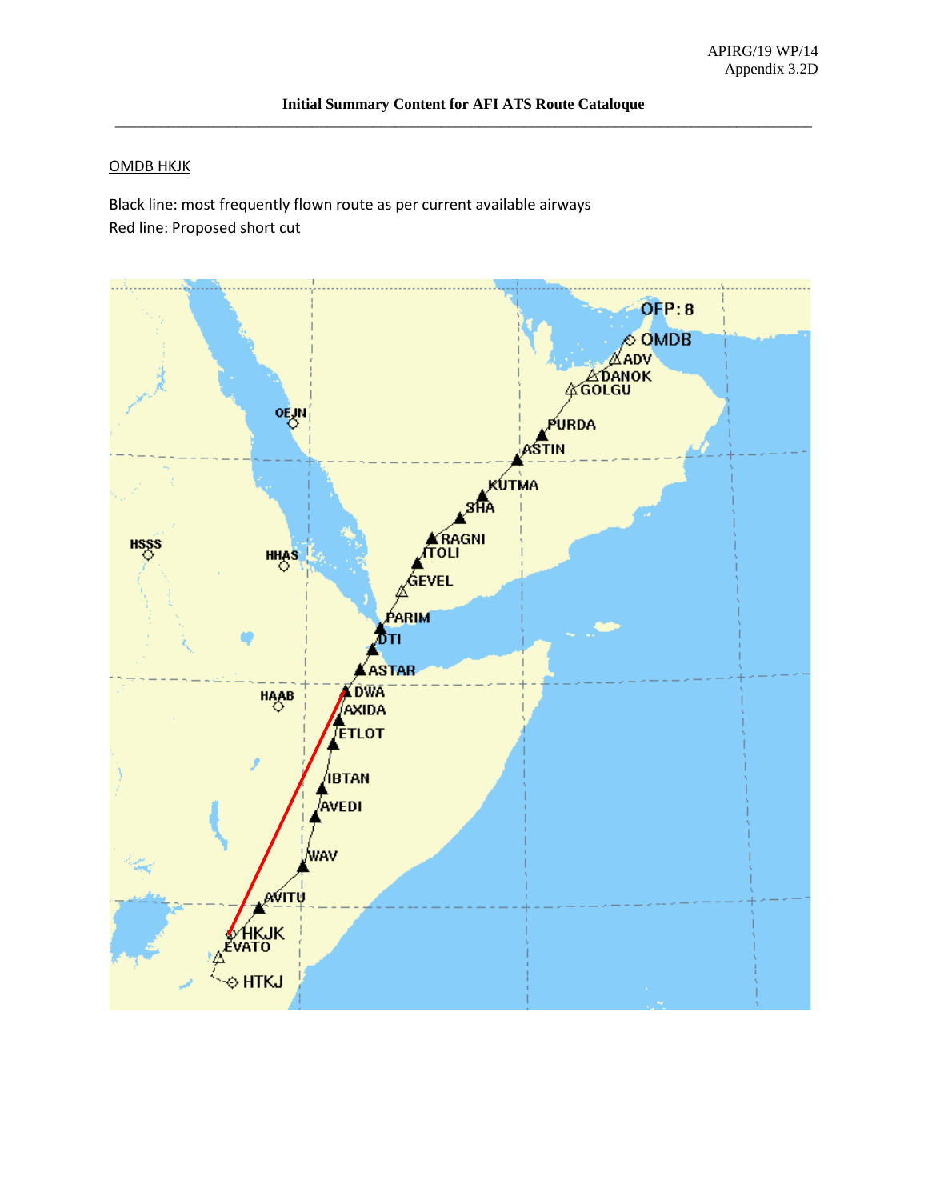## Initial Summary Content for AFI ATS Route Cataloque

OMDB HKJK

Black line: most frequently flown route as per current available airways
Red line: Proposed short cut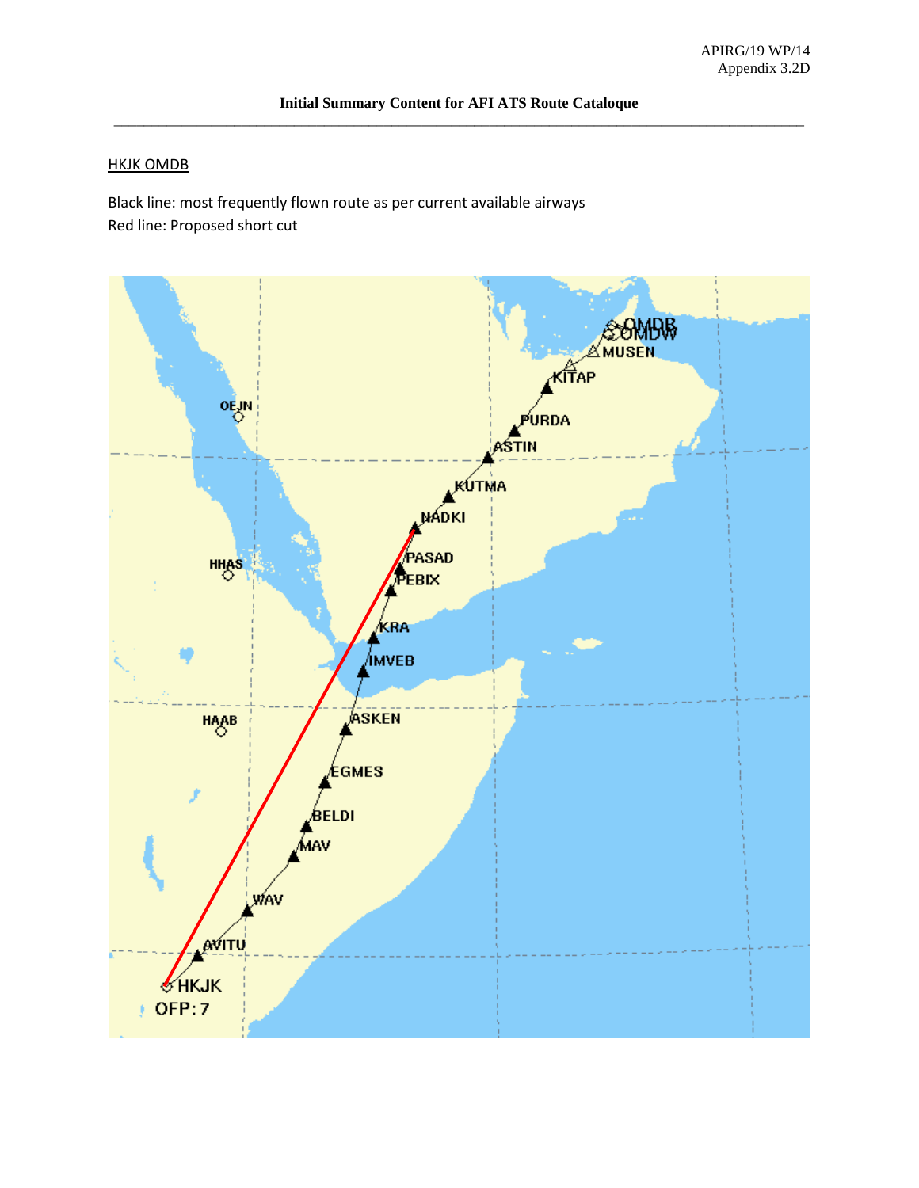### Initial Summary Content for AFI ATS Route Cataloque

HKJK OMDB

Black line: most frequently flown route as per current available airways
Red line: Proposed short cut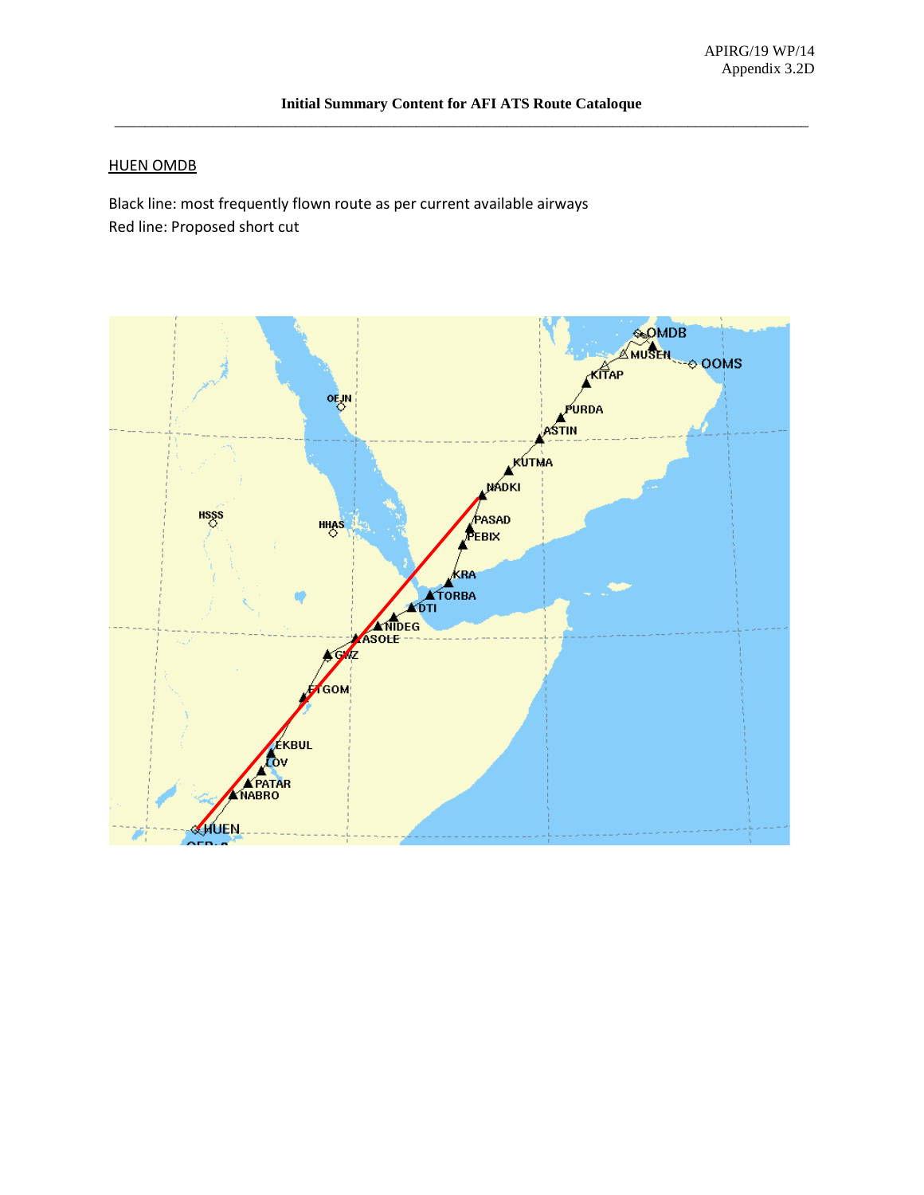## Initial Summary Content for AFI ATS Route Cataloque

HUEN OMDB

Black line: most frequently flown route as per current available airways
Red line: Proposed short cut

OMDB
MUSEN
OOMS
KITAP
OEJN
PURDA
ASTIN
KUTMA
NADKI
HSSS
HHAS
PASAD
PEBIX
KRA
TORBA
DTI
NIDEG
ASOLE
GWZ
ETGOM
EKBUL
LOV
PATAR
NABRO
HUEN